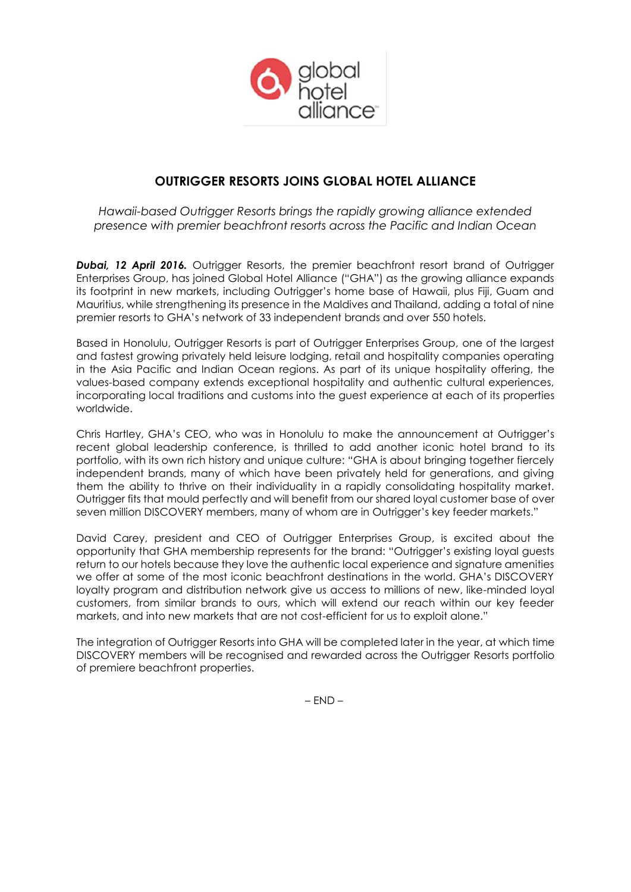# OUTRIGGER RESORTS JOINS GLOBAL HOTEL ALLIANCE

*Hawaii-based Outrigger Resorts brings the rapidly growing alliance extended presence with premier beachfront resorts across the Pacific and Indian Ocean*

***Dubai, 12 April 2016.*** Outrigger Resorts, the premier beachfront resort brand of Outrigger Enterprises Group, has joined Global Hotel Alliance ("GHA") as the growing alliance expands its footprint in new markets, including Outrigger's home base of Hawaii, plus Fiji, Guam and Mauritius, while strengthening its presence in the Maldives and Thailand, adding a total of nine premier resorts to GHA's network of 33 independent brands and over 550 hotels.

Based in Honolulu, Outrigger Resorts is part of Outrigger Enterprises Group, one of the largest and fastest growing privately held leisure lodging, retail and hospitality companies operating in the Asia Pacific and Indian Ocean regions. As part of its unique hospitality offering, the values-based company extends exceptional hospitality and authentic cultural experiences, incorporating local traditions and customs into the guest experience at each of its properties worldwide.

Chris Hartley, GHA's CEO, who was in Honolulu to make the announcement at Outrigger's recent global leadership conference, is thrilled to add another iconic hotel brand to its portfolio, with its own rich history and unique culture: "GHA is about bringing together fiercely independent brands, many of which have been privately held for generations, and giving them the ability to thrive on their individuality in a rapidly consolidating hospitality market. Outrigger fits that mould perfectly and will benefit from our shared loyal customer base of over seven million DISCOVERY members, many of whom are in Outrigger's key feeder markets."

David Carey, president and CEO of Outrigger Enterprises Group, is excited about the opportunity that GHA membership represents for the brand: "Outrigger's existing loyal guests return to our hotels because they love the authentic local experience and signature amenities we offer at some of the most iconic beachfront destinations in the world. GHA's DISCOVERY loyalty program and distribution network give us access to millions of new, like-minded loyal customers, from similar brands to ours, which will extend our reach within our key feeder markets, and into new markets that are not cost-efficient for us to exploit alone."

The integration of Outrigger Resorts into GHA will be completed later in the year, at which time DISCOVERY members will be recognised and rewarded across the Outrigger Resorts portfolio of premiere beachfront properties.

– END –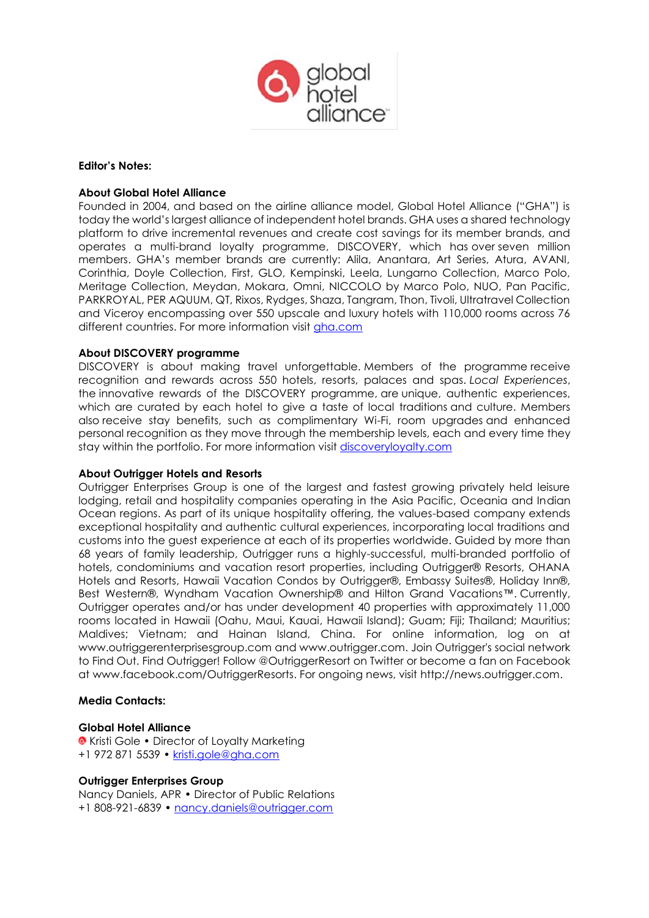**Editor's Notes:**

**About Global Hotel Alliance**

Founded in 2004, and based on the airline alliance model, Global Hotel Alliance ("GHA") is today the world's largest alliance of independent hotel brands. GHA uses a shared technology platform to drive incremental revenues and create cost savings for its member brands, and operates a multi-brand loyalty programme, DISCOVERY, which has over seven million members. GHA's member brands are currently: Alila, Anantara, Art Series, Atura, AVANI, Corinthia, Doyle Collection, First, GLO, Kempinski, Leela, Lungarno Collection, Marco Polo, Meritage Collection, Meydan, Mokara, Omni, NICCOLO by Marco Polo, NUO, Pan Pacific, PARKROYAL, PER AQUUM, QT, Rixos, Rydges, Shaza, Tangram, Thon, Tivoli, Ultratravel Collection and Viceroy encompassing over 550 upscale and luxury hotels with 110,000 rooms across 76 different countries. For more information visit [gha.com](gha.com)

**About DISCOVERY programme**

DISCOVERY is about making travel unforgettable. Members of the programme receive recognition and rewards across 550 hotels, resorts, palaces and spas. *Local Experiences*, the innovative rewards of the DISCOVERY programme, are unique, authentic experiences, which are curated by each hotel to give a taste of local traditions and culture. Members also receive stay benefits, such as complimentary Wi-Fi, room upgrades and enhanced personal recognition as they move through the membership levels, each and every time they stay within the portfolio. For more information visit [discoveryloyalty.com](discoveryloyalty.com)

**About Outrigger Hotels and Resorts**

Outrigger Enterprises Group is one of the largest and fastest growing privately held leisure lodging, retail and hospitality companies operating in the Asia Pacific, Oceania and Indian Ocean regions. As part of its unique hospitality offering, the values-based company extends exceptional hospitality and authentic cultural experiences, incorporating local traditions and customs into the guest experience at each of its properties worldwide. Guided by more than 68 years of family leadership, Outrigger runs a highly-successful, multi-branded portfolio of hotels, condominiums and vacation resort properties, including Outrigger® Resorts, OHANA Hotels and Resorts, Hawaii Vacation Condos by Outrigger®, Embassy Suites®, Holiday Inn®, Best Western®, Wyndham Vacation Ownership® and Hilton Grand Vacations™. Currently, Outrigger operates and/or has under development 40 properties with approximately 11,000 rooms located in Hawaii (Oahu, Maui, Kauai, Hawaii Island); Guam; Fiji; Thailand; Mauritius; Maldives; Vietnam; and Hainan Island, China. For online information, log on at www.outriggerenterprisesgroup.com and www.outrigger.com. Join Outrigger's social network to Find Out. Find Outrigger! Follow @OutriggerResort on Twitter or become a fan on Facebook at www.facebook.com/OutriggerResorts. For ongoing news, visit http://news.outrigger.com.

**Media Contacts:**

**Global Hotel Alliance**

Kristi Gole • Director of Loyalty Marketing
+1 972 871 5539 • [kristi.gole@gha.com](mailto:kristi.gole@gha.com)

**Outrigger Enterprises Group**

Nancy Daniels, APR • Director of Public Relations
+1 808-921-6839 • [nancy.daniels@outrigger.com](mailto:nancy.daniels@outrigger.com)